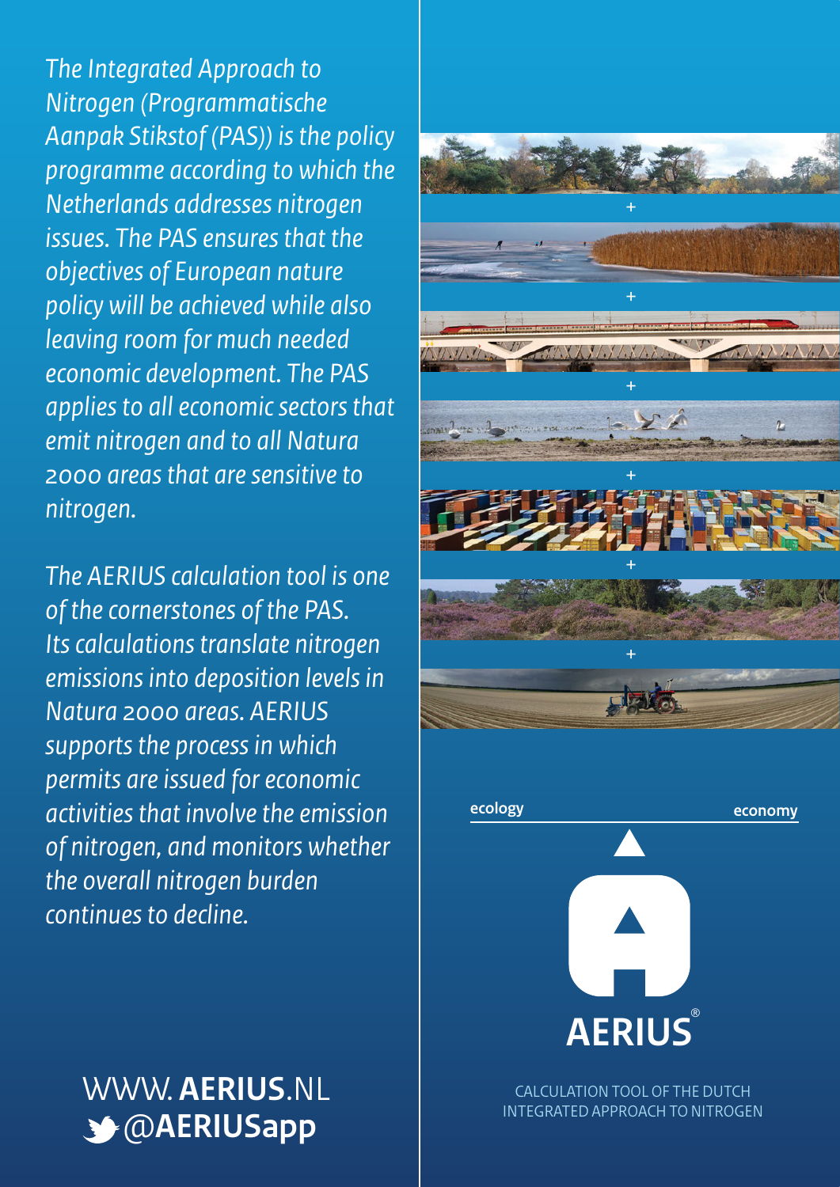*The Integrated Approach to Nitrogen (Programmatische Aanpak Stikstof (PAS)) is the policy programme according to which the Netherlands addresses nitrogen issues. The PAS ensures that the objectives of European nature policy will be achieved while also leaving room for much needed economic development. The PAS applies to all economic sectors that emit nitrogen and to all Natura 2000 areas that are sensitive to nitrogen.*

*The AERIUS calculation tool is one of the cornerstones of the PAS. Its calculations translate nitrogen emissions into deposition levels in Natura 2000 areas. AERIUS supports the process in which permits are issued for economic activities that involve the emission of nitrogen, and monitors whether the overall nitrogen burden continues to decline.*

WWW.**AERIUS**.NL
@**AERIUSapp**

ecology — economy

**AERIUS**®

CALCULATION TOOL OF THE DUTCH INTEGRATED APPROACH TO NITROGEN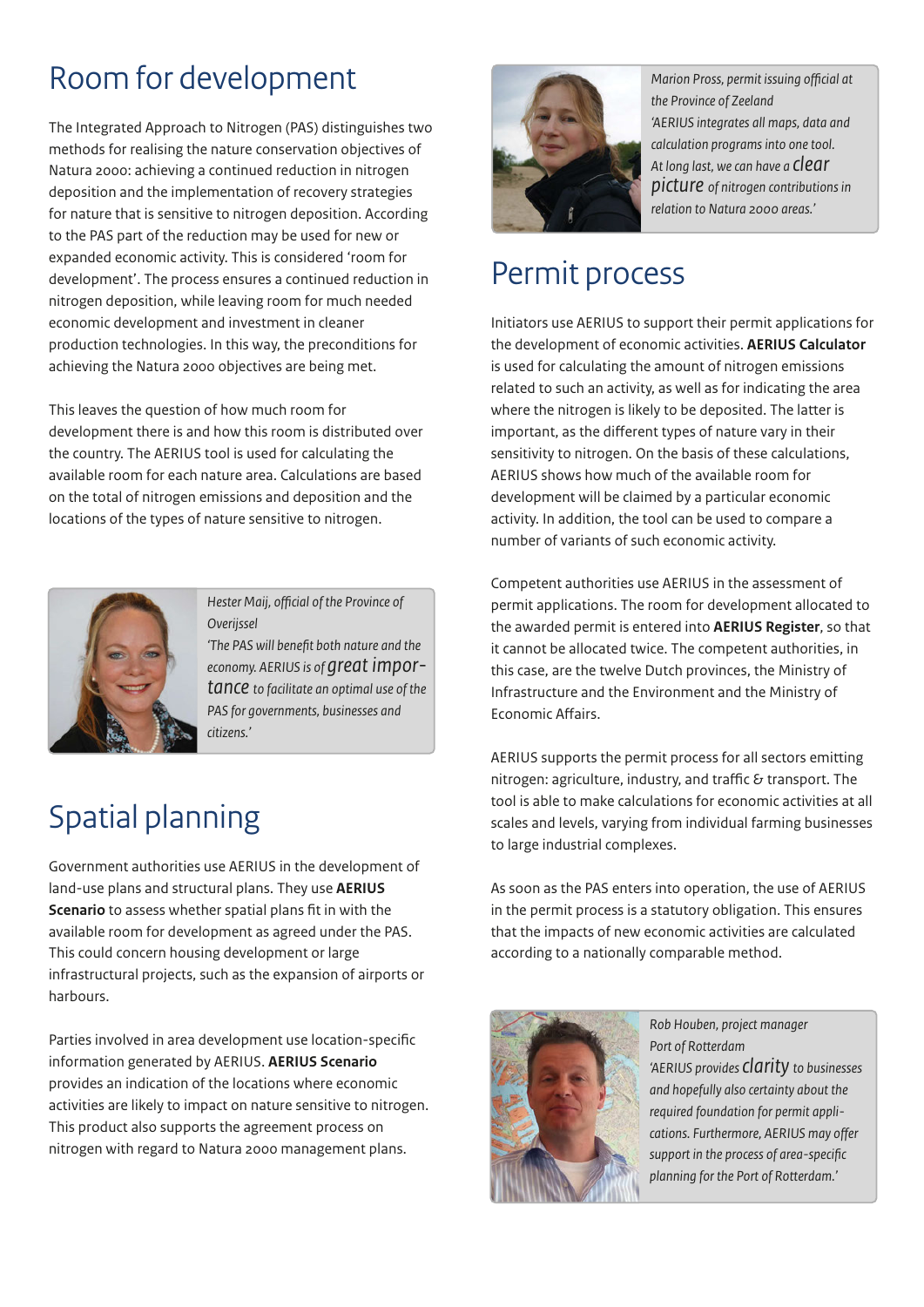## Room for development

The Integrated Approach to Nitrogen (PAS) distinguishes two methods for realising the nature conservation objectives of Natura 2000: achieving a continued reduction in nitrogen deposition and the implementation of recovery strategies for nature that is sensitive to nitrogen deposition. According to the PAS part of the reduction may be used for new or expanded economic activity. This is considered 'room for development'. The process ensures a continued reduction in nitrogen deposition, while leaving room for much needed economic development and investment in cleaner production technologies. In this way, the preconditions for achieving the Natura 2000 objectives are being met.

This leaves the question of how much room for development there is and how this room is distributed over the country. The AERIUS tool is used for calculating the available room for each nature area. Calculations are based on the total of nitrogen emissions and deposition and the locations of the types of nature sensitive to nitrogen.

*Hester Maij, official of the Province of Overijssel*
*'The PAS will benefit both nature and the economy. AERIUS is of great importance to facilitate an optimal use of the PAS for governments, businesses and citizens.'*

## Spatial planning

Government authorities use AERIUS in the development of land-use plans and structural plans. They use **AERIUS Scenario** to assess whether spatial plans fit in with the available room for development as agreed under the PAS. This could concern housing development or large infrastructural projects, such as the expansion of airports or harbours.

Parties involved in area development use location-specific information generated by AERIUS. **AERIUS Scenario** provides an indication of the locations where economic activities are likely to impact on nature sensitive to nitrogen. This product also supports the agreement process on nitrogen with regard to Natura 2000 management plans.

*Marion Pross, permit issuing official at the Province of Zeeland*
*'AERIUS integrates all maps, data and calculation programs into one tool. At long last, we can have a clear picture of nitrogen contributions in relation to Natura 2000 areas.'*

## Permit process

Initiators use AERIUS to support their permit applications for the development of economic activities. **AERIUS Calculator** is used for calculating the amount of nitrogen emissions related to such an activity, as well as for indicating the area where the nitrogen is likely to be deposited. The latter is important, as the different types of nature vary in their sensitivity to nitrogen. On the basis of these calculations, AERIUS shows how much of the available room for development will be claimed by a particular economic activity. In addition, the tool can be used to compare a number of variants of such economic activity.

Competent authorities use AERIUS in the assessment of permit applications. The room for development allocated to the awarded permit is entered into **AERIUS Register**, so that it cannot be allocated twice. The competent authorities, in this case, are the twelve Dutch provinces, the Ministry of Infrastructure and the Environment and the Ministry of Economic Affairs.

AERIUS supports the permit process for all sectors emitting nitrogen: agriculture, industry, and traffic & transport. The tool is able to make calculations for economic activities at all scales and levels, varying from individual farming businesses to large industrial complexes.

As soon as the PAS enters into operation, the use of AERIUS in the permit process is a statutory obligation. This ensures that the impacts of new economic activities are calculated according to a nationally comparable method.

*Rob Houben, project manager Port of Rotterdam*
*'AERIUS provides clarity to businesses and hopefully also certainty about the required foundation for permit applications. Furthermore, AERIUS may offer support in the process of area-specific planning for the Port of Rotterdam.'*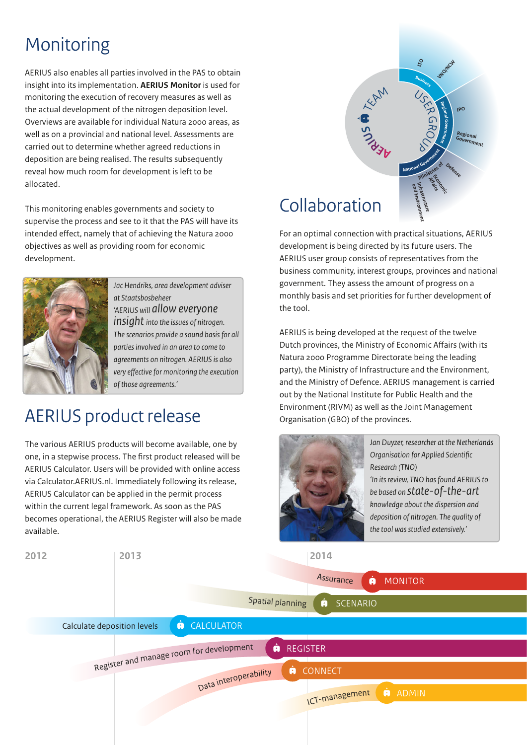# Monitoring

AERIUS also enables all parties involved in the PAS to obtain insight into its implementation. **AERIUS Monitor** is used for monitoring the execution of recovery measures as well as the actual development of the nitrogen deposition level. Overviews are available for individual Natura 2000 areas, as well as on a provincial and national level. Assessments are carried out to determine whether agreed reductions in deposition are being realised. The results subsequently reveal how much room for development is left to be allocated.

This monitoring enables governments and society to supervise the process and see to it that the PAS will have its intended effect, namely that of achieving the Natura 2000 objectives as well as providing room for economic development.

*Jac Hendriks, area development adviser at Staatsbosbeheer*
*'AERIUS will allow everyone insight into the issues of nitrogen. The scenarios provide a sound basis for all parties involved in an area to come to agreements on nitrogen. AERIUS is also very effective for monitoring the execution of those agreements.'*

# AERIUS product release

The various AERIUS products will become available, one by one, in a stepwise process. The first product released will be AERIUS Calculator. Users will be provided with online access via Calculator.AERIUS.nl. Immediately following its release, AERIUS Calculator can be applied in the permit process within the current legal framework. As soon as the PAS becomes operational, the AERIUS Register will also be made available.

# Collaboration

For an optimal connection with practical situations, AERIUS development is being directed by its future users. The AERIUS user group consists of representatives from the business community, interest groups, provinces and national government. They assess the amount of progress on a monthly basis and set priorities for further development of the tool.

AERIUS is being developed at the request of the twelve Dutch provinces, the Ministry of Economic Affairs (with its Natura 2000 Programme Directorate being the leading party), the Ministry of Infrastructure and the Environment, and the Ministry of Defence. AERIUS management is carried out by the National Institute for Public Health and the Environment (RIVM) as well as the Joint Management Organisation (GBO) of the provinces.

*Jan Duyzer, researcher at the Netherlands Organisation for Applied Scientific Research (TNO)*
*'In its review, TNO has found AERIUS to be based on state-of-the-art knowledge about the dispersion and deposition of nitrogen. The quality of the tool was studied extensively.'*

2012 | 2013 | 2014

- Assurance — MONITOR
- Spatial planning — SCENARIO
- Calculate deposition levels — CALCULATOR
- Register and manage room for development — REGISTER
- Data interoperability — CONNECT
- ICT-management — ADMIN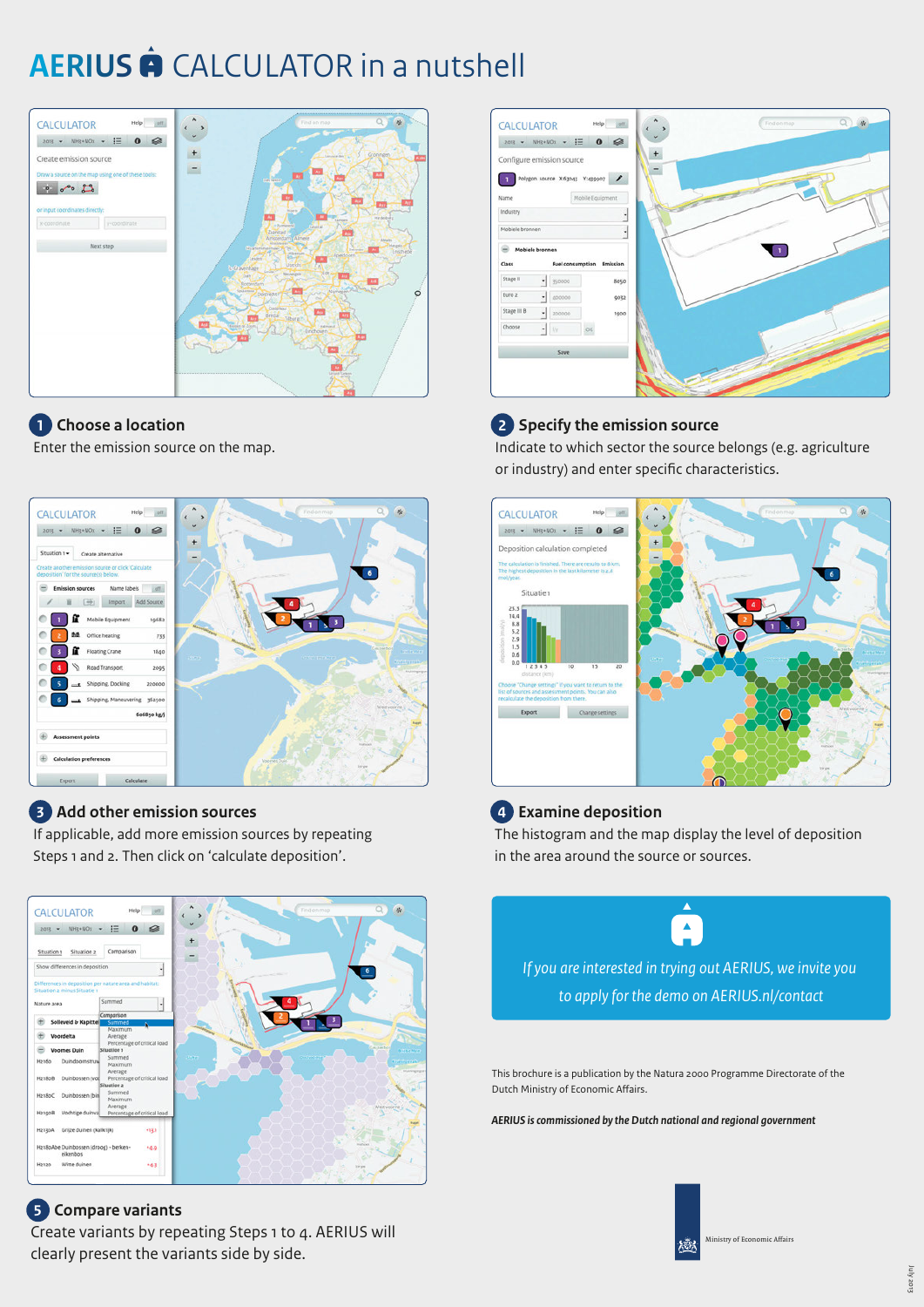# AERIUS CALCULATOR in a nutshell

## 1 Choose a location

Enter the emission source on the map.

## 2 Specify the emission source

Indicate to which sector the source belongs (e.g. agriculture or industry) and enter specific characteristics.

## 3 Add other emission sources

If applicable, add more emission sources by repeating Steps 1 and 2. Then click on 'calculate deposition'.

## 4 Examine deposition

The histogram and the map display the level of deposition in the area around the source or sources.

## 5 Compare variants

Create variants by repeating Steps 1 to 4. AERIUS will clearly present the variants side by side.

*If you are interested in trying out AERIUS, we invite you to apply for the demo on AERIUS.nl/contact*

This brochure is a publication by the Natura 2000 Programme Directorate of the Dutch Ministry of Economic Affairs.

***AERIUS is commissioned by the Dutch national and regional government***

Ministry of Economic Affairs

July 2013